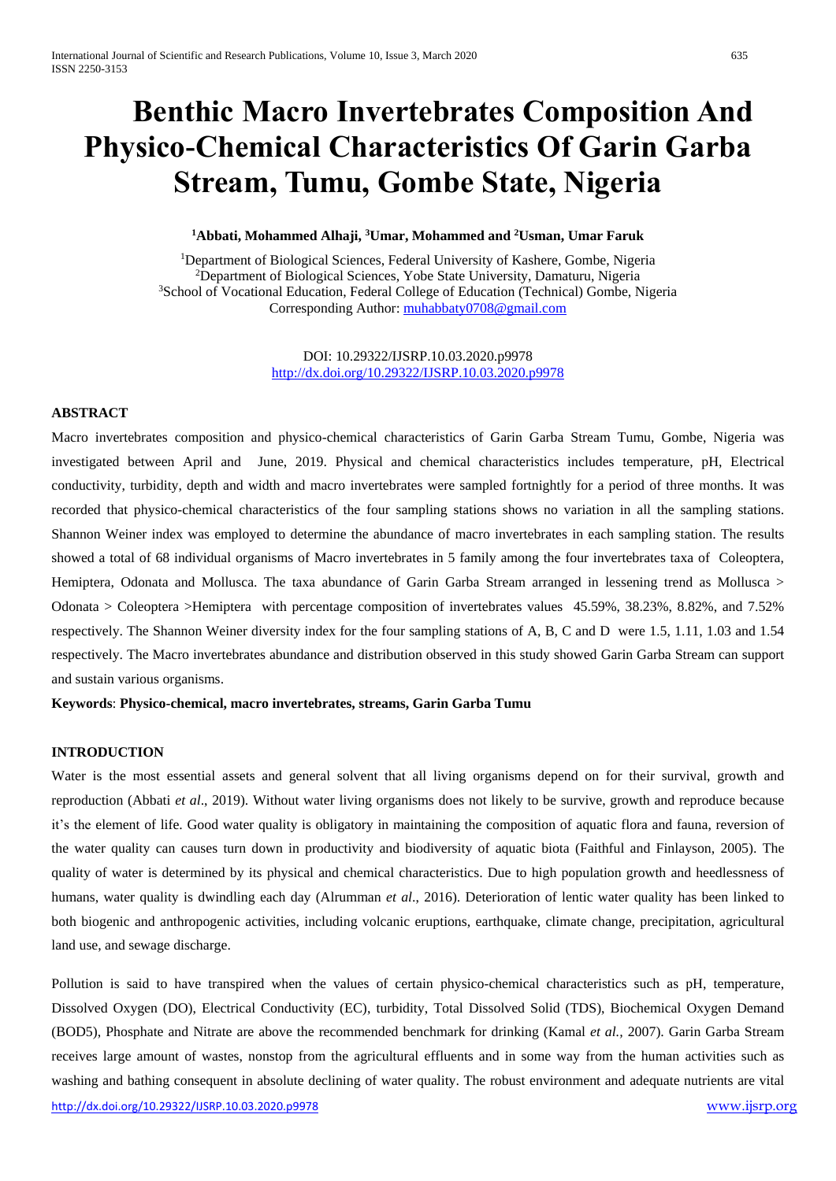# Benthic Macro Invertebrates Composition And Physico-Chemical Characteristics Of Garin Garba Stream, Tumu, Gombe State, Nigeria

**[1]Abbati, Mohammed Alhaji, [3]Umar, Mohammed and [2]Usman, Umar Faruk**

[1]Department of Biological Sciences, Federal University of Kashere, Gombe, Nigeria
[2]Department of Biological Sciences, Yobe State University, Damaturu, Nigeria
[3]School of Vocational Education, Federal College of Education (Technical) Gombe, Nigeria
Corresponding Author: muhabbaty0708@gmail.com

DOI: 10.29322/IJSRP.10.03.2020.p9978
http://dx.doi.org/10.29322/IJSRP.10.03.2020.p9978

**ABSTRACT**

Macro invertebrates composition and physico-chemical characteristics of Garin Garba Stream Tumu, Gombe, Nigeria was investigated between April and June, 2019. Physical and chemical characteristics includes temperature, pH, Electrical conductivity, turbidity, depth and width and macro invertebrates were sampled fortnightly for a period of three months. It was recorded that physico-chemical characteristics of the four sampling stations shows no variation in all the sampling stations. Shannon Weiner index was employed to determine the abundance of macro invertebrates in each sampling station. The results showed a total of 68 individual organisms of Macro invertebrates in 5 family among the four invertebrates taxa of Coleoptera, Hemiptera, Odonata and Mollusca. The taxa abundance of Garin Garba Stream arranged in lessening trend as Mollusca > Odonata > Coleoptera >Hemiptera with percentage composition of invertebrates values 45.59%, 38.23%, 8.82%, and 7.52% respectively. The Shannon Weiner diversity index for the four sampling stations of A, B, C and D were 1.5, 1.11, 1.03 and 1.54 respectively. The Macro invertebrates abundance and distribution observed in this study showed Garin Garba Stream can support and sustain various organisms.

**Keywords**: **Physico-chemical, macro invertebrates, streams, Garin Garba Tumu**

## INTRODUCTION

Water is the most essential assets and general solvent that all living organisms depend on for their survival, growth and reproduction (Abbati *et al*., 2019). Without water living organisms does not likely to be survive, growth and reproduce because it's the element of life. Good water quality is obligatory in maintaining the composition of aquatic flora and fauna, reversion of the water quality can causes turn down in productivity and biodiversity of aquatic biota (Faithful and Finlayson, 2005). The quality of water is determined by its physical and chemical characteristics. Due to high population growth and heedlessness of humans, water quality is dwindling each day (Alrumman *et al*., 2016). Deterioration of lentic water quality has been linked to both biogenic and anthropogenic activities, including volcanic eruptions, earthquake, climate change, precipitation, agricultural land use, and sewage discharge.

Pollution is said to have transpired when the values of certain physico-chemical characteristics such as pH, temperature, Dissolved Oxygen (DO), Electrical Conductivity (EC), turbidity, Total Dissolved Solid (TDS), Biochemical Oxygen Demand (BOD5), Phosphate and Nitrate are above the recommended benchmark for drinking (Kamal *et al.*, 2007). Garin Garba Stream receives large amount of wastes, nonstop from the agricultural effluents and in some way from the human activities such as washing and bathing consequent in absolute declining of water quality. The robust environment and adequate nutrients are vital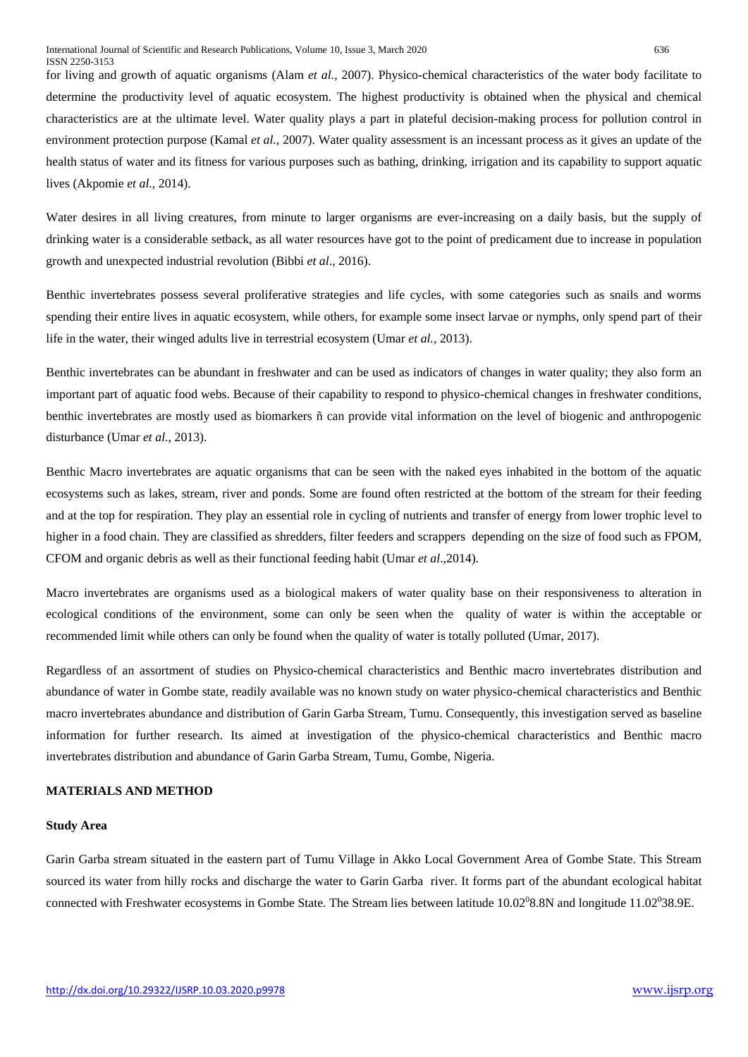for living and growth of aquatic organisms (Alam *et al.,* 2007). Physico-chemical characteristics of the water body facilitate to determine the productivity level of aquatic ecosystem. The highest productivity is obtained when the physical and chemical characteristics are at the ultimate level. Water quality plays a part in plateful decision-making process for pollution control in environment protection purpose (Kamal *et al.,* 2007). Water quality assessment is an incessant process as it gives an update of the health status of water and its fitness for various purposes such as bathing, drinking, irrigation and its capability to support aquatic lives (Akpomie *et al*., 2014).

Water desires in all living creatures, from minute to larger organisms are ever-increasing on a daily basis, but the supply of drinking water is a considerable setback, as all water resources have got to the point of predicament due to increase in population growth and unexpected industrial revolution (Bibbi *et al*., 2016).

Benthic invertebrates possess several proliferative strategies and life cycles, with some categories such as snails and worms spending their entire lives in aquatic ecosystem, while others, for example some insect larvae or nymphs, only spend part of their life in the water, their winged adults live in terrestrial ecosystem (Umar *et al.,* 2013).

Benthic invertebrates can be abundant in freshwater and can be used as indicators of changes in water quality; they also form an important part of aquatic food webs. Because of their capability to respond to physico-chemical changes in freshwater conditions, benthic invertebrates are mostly used as biomarkers ñ can provide vital information on the level of biogenic and anthropogenic disturbance (Umar *et al.,* 2013).

Benthic Macro invertebrates are aquatic organisms that can be seen with the naked eyes inhabited in the bottom of the aquatic ecosystems such as lakes, stream, river and ponds. Some are found often restricted at the bottom of the stream for their feeding and at the top for respiration. They play an essential role in cycling of nutrients and transfer of energy from lower trophic level to higher in a food chain. They are classified as shredders, filter feeders and scrappers depending on the size of food such as FPOM, CFOM and organic debris as well as their functional feeding habit (Umar *et al*.,2014).

Macro invertebrates are organisms used as a biological makers of water quality base on their responsiveness to alteration in ecological conditions of the environment, some can only be seen when the quality of water is within the acceptable or recommended limit while others can only be found when the quality of water is totally polluted (Umar, 2017).

Regardless of an assortment of studies on Physico-chemical characteristics and Benthic macro invertebrates distribution and abundance of water in Gombe state, readily available was no known study on water physico-chemical characteristics and Benthic macro invertebrates abundance and distribution of Garin Garba Stream, Tumu. Consequently, this investigation served as baseline information for further research. Its aimed at investigation of the physico-chemical characteristics and Benthic macro invertebrates distribution and abundance of Garin Garba Stream, Tumu, Gombe, Nigeria.

## MATERIALS AND METHOD

### Study Area

Garin Garba stream situated in the eastern part of Tumu Village in Akko Local Government Area of Gombe State. This Stream sourced its water from hilly rocks and discharge the water to Garin Garba river. It forms part of the abundant ecological habitat connected with Freshwater ecosystems in Gombe State. The Stream lies between latitude $10.02^0$8.8N and longitude $11.02^0$38.9E.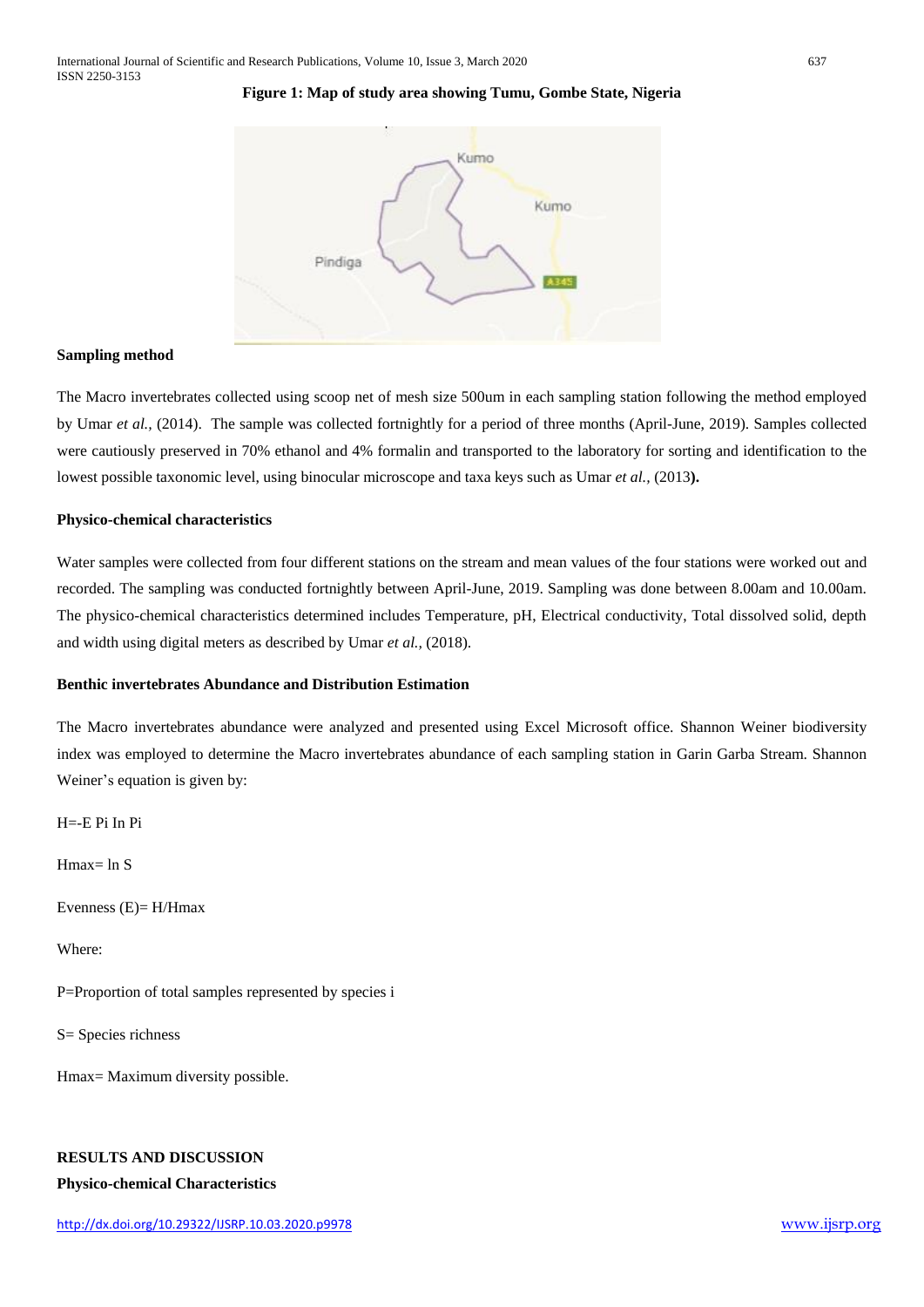**Figure 1: Map of study area showing Tumu, Gombe State, Nigeria**

**Sampling method**

The Macro invertebrates collected using scoop net of mesh size 500um in each sampling station following the method employed by Umar *et al.,* (2014). The sample was collected fortnightly for a period of three months (April-June, 2019). Samples collected were cautiously preserved in 70% ethanol and 4% formalin and transported to the laboratory for sorting and identification to the lowest possible taxonomic level, using binocular microscope and taxa keys such as Umar *et al.,* (2013**).**

**Physico-chemical characteristics**

Water samples were collected from four different stations on the stream and mean values of the four stations were worked out and recorded. The sampling was conducted fortnightly between April-June, 2019. Sampling was done between 8.00am and 10.00am. The physico-chemical characteristics determined includes Temperature, pH, Electrical conductivity, Total dissolved solid, depth and width using digital meters as described by Umar *et al.,* (2018).

**Benthic invertebrates Abundance and Distribution Estimation**

The Macro invertebrates abundance were analyzed and presented using Excel Microsoft office. Shannon Weiner biodiversity index was employed to determine the Macro invertebrates abundance of each sampling station in Garin Garba Stream. Shannon Weiner's equation is given by:

H=-E Pi In Pi

Hmax= ln S

Evenness (E)= H/Hmax

Where:

P=Proportion of total samples represented by species i

S= Species richness

Hmax= Maximum diversity possible.

**RESULTS AND DISCUSSION**

**Physico-chemical Characteristics**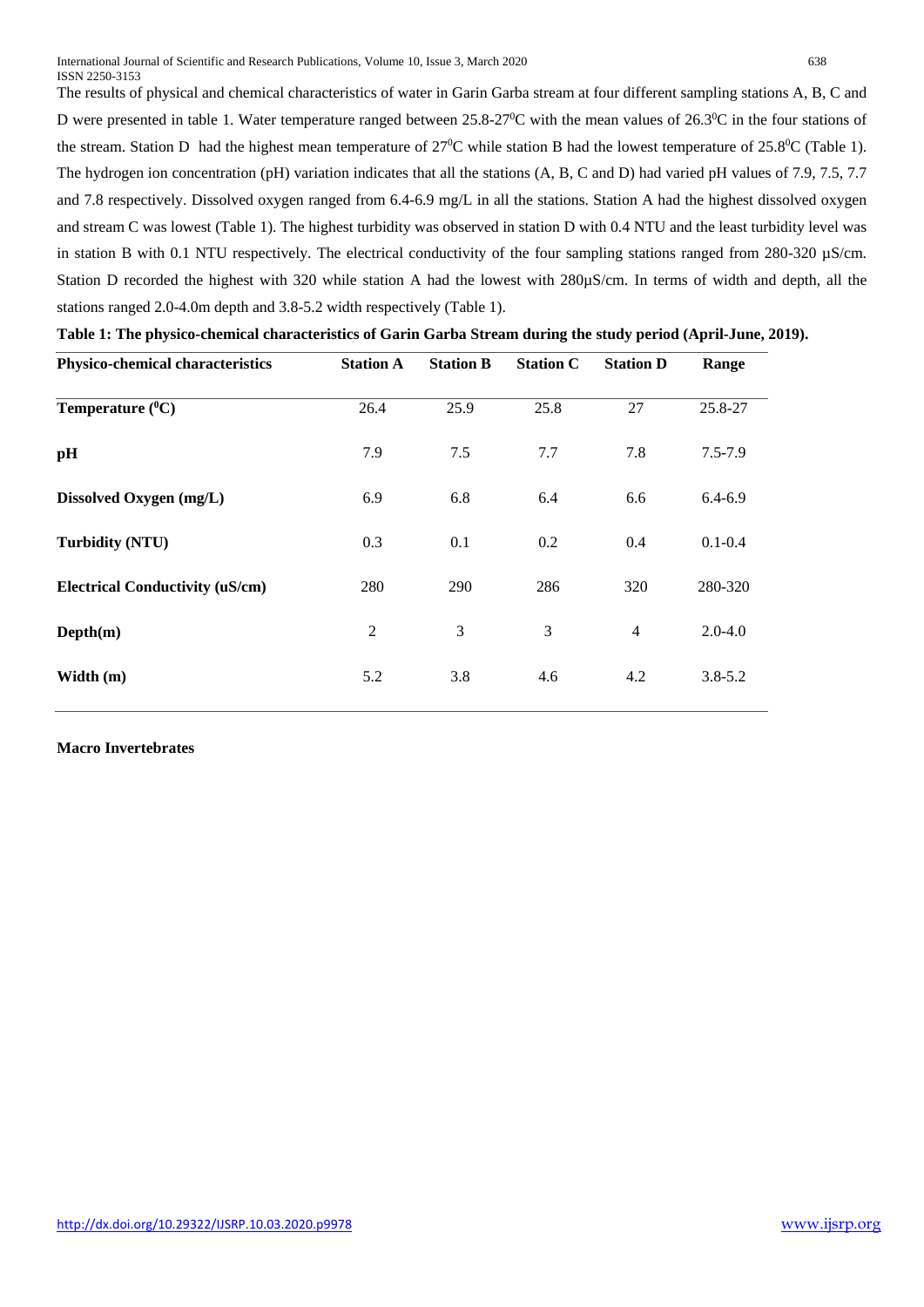The results of physical and chemical characteristics of water in Garin Garba stream at four different sampling stations A, B, C and D were presented in table 1. Water temperature ranged between 25.8-27$^0$C with the mean values of 26.3$^0$C in the four stations of the stream. Station D had the highest mean temperature of 27$^0$C while station B had the lowest temperature of 25.8$^0$C (Table 1). The hydrogen ion concentration (pH) variation indicates that all the stations (A, B, C and D) had varied pH values of 7.9, 7.5, 7.7 and 7.8 respectively. Dissolved oxygen ranged from 6.4-6.9 mg/L in all the stations. Station A had the highest dissolved oxygen and stream C was lowest (Table 1). The highest turbidity was observed in station D with 0.4 NTU and the least turbidity level was in station B with 0.1 NTU respectively. The electrical conductivity of the four sampling stations ranged from 280-320 µS/cm. Station D recorded the highest with 320 while station A had the lowest with 280µS/cm. In terms of width and depth, all the stations ranged 2.0-4.0m depth and 3.8-5.2 width respectively (Table 1).

**Table 1: The physico-chemical characteristics of Garin Garba Stream during the study period (April-June, 2019).**

| Physico-chemical characteristics | Station A | Station B | Station C | Station D | Range |
|---|---|---|---|---|---|
| Temperature ($^0$C) | 26.4 | 25.9 | 25.8 | 27 | 25.8-27 |
| pH | 7.9 | 7.5 | 7.7 | 7.8 | 7.5-7.9 |
| Dissolved Oxygen (mg/L) | 6.9 | 6.8 | 6.4 | 6.6 | 6.4-6.9 |
| Turbidity (NTU) | 0.3 | 0.1 | 0.2 | 0.4 | 0.1-0.4 |
| Electrical Conductivity (uS/cm) | 280 | 290 | 286 | 320 | 280-320 |
| Depth(m) | 2 | 3 | 3 | 4 | 2.0-4.0 |
| Width (m) | 5.2 | 3.8 | 4.6 | 4.2 | 3.8-5.2 |

**Macro Invertebrates**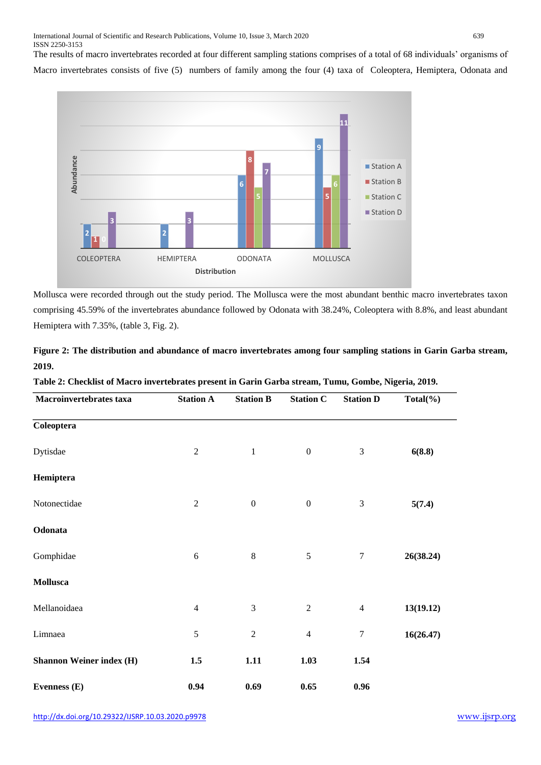The results of macro invertebrates recorded at four different sampling stations comprises of a total of 68 individuals' organisms of Macro invertebrates consists of five (5) numbers of family among the four (4) taxa of Coleoptera, Hemiptera, Odonata and

Mollusca were recorded through out the study period. The Mollusca were the most abundant benthic macro invertebrates taxon comprising 45.59% of the invertebrates abundance followed by Odonata with 38.24%, Coleoptera with 8.8%, and least abundant Hemiptera with 7.35%, (table 3, Fig. 2).

**Figure 2: The distribution and abundance of macro invertebrates among four sampling stations in Garin Garba stream, 2019.**

**Table 2: Checklist of Macro invertebrates present in Garin Garba stream, Tumu, Gombe, Nigeria, 2019.**

| Macroinvertebrates taxa | Station A | Station B | Station C | Station D | Total(%) |
|---|---|---|---|---|---|
| **Coleoptera** | | | | | |
| Dytisdae | 2 | 1 | 0 | 3 | **6(8.8)** |
| **Hemiptera** | | | | | |
| Notonectidae | 2 | 0 | 0 | 3 | **5(7.4)** |
| **Odonata** | | | | | |
| Gomphidae | 6 | 8 | 5 | 7 | **26(38.24)** |
| **Mollusca** | | | | | |
| Mellanoidaea | 4 | 3 | 2 | 4 | **13(19.12)** |
| Limnaea | 5 | 2 | 4 | 7 | **16(26.47)** |
| **Shannon Weiner index (H)** | **1.5** | **1.11** | **1.03** | **1.54** | |
| **Evenness (E)** | **0.94** | **0.69** | **0.65** | **0.96** | |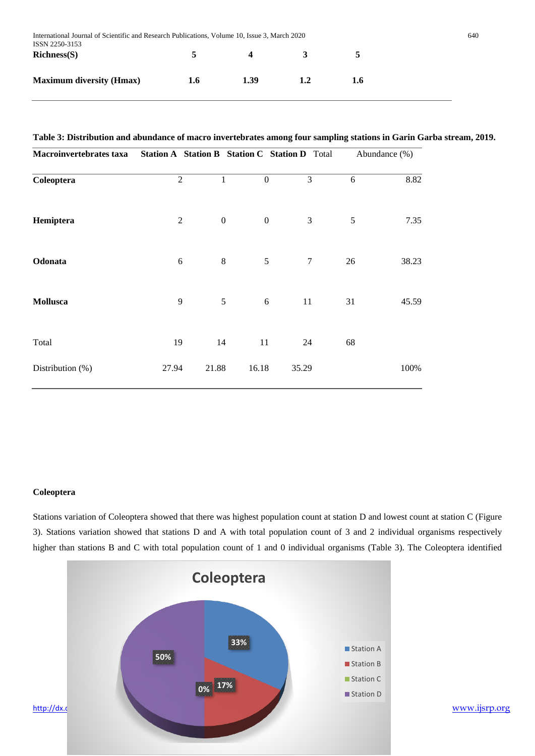| Richness(S) | 5 | 4 | 3 | 5 |
|---|---|---|---|---|
| Maximum diversity (Hmax) | 1.6 | 1.39 | 1.2 | 1.6 |

**Table 3: Distribution and abundance of macro invertebrates among four sampling stations in Garin Garba stream, 2019.**

| Macroinvertebrates taxa | Station A | Station B | Station C | Station D | Total | Abundance (%) |
|---|---|---|---|---|---|---|
| **Coleoptera** | 2 | 1 | 0 | 3 | 6 | 8.82 |
| **Hemiptera** | 2 | 0 | 0 | 3 | 5 | 7.35 |
| **Odonata** | 6 | 8 | 5 | 7 | 26 | 38.23 |
| **Mollusca** | 9 | 5 | 6 | 11 | 31 | 45.59 |
| Total | 19 | 14 | 11 | 24 | 68 | |
| Distribution (%) | 27.94 | 21.88 | 16.18 | 35.29 | | 100% |

**Coleoptera**

Stations variation of Coleoptera showed that there was highest population count at station D and lowest count at station C (Figure 3). Stations variation showed that stations D and A with total population count of 3 and 2 individual organisms respectively higher than stations B and C with total population count of 1 and 0 individual organisms (Table 3). The Coleoptera identified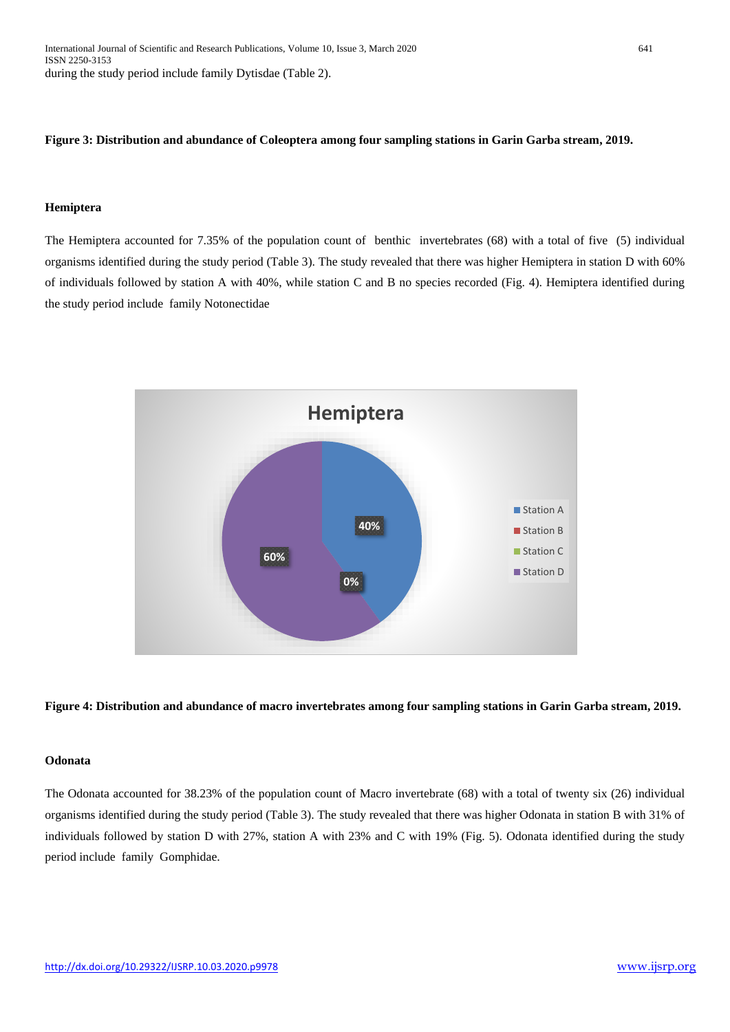during the study period include family Dytisdae (Table 2).

**Figure 3: Distribution and abundance of Coleoptera among four sampling stations in Garin Garba stream, 2019.**

### Hemiptera

The Hemiptera accounted for 7.35% of the population count of benthic invertebrates (68) with a total of five (5) individual organisms identified during the study period (Table 3). The study revealed that there was higher Hemiptera in station D with 60% of individuals followed by station A with 40%, while station C and B no species recorded (Fig. 4). Hemiptera identified during the study period include family Notonectidae

**Figure 4: Distribution and abundance of macro invertebrates among four sampling stations in Garin Garba stream, 2019.**

### Odonata

The Odonata accounted for 38.23% of the population count of Macro invertebrate (68) with a total of twenty six (26) individual organisms identified during the study period (Table 3). The study revealed that there was higher Odonata in station B with 31% of individuals followed by station D with 27%, station A with 23% and C with 19% (Fig. 5). Odonata identified during the study period include family Gomphidae.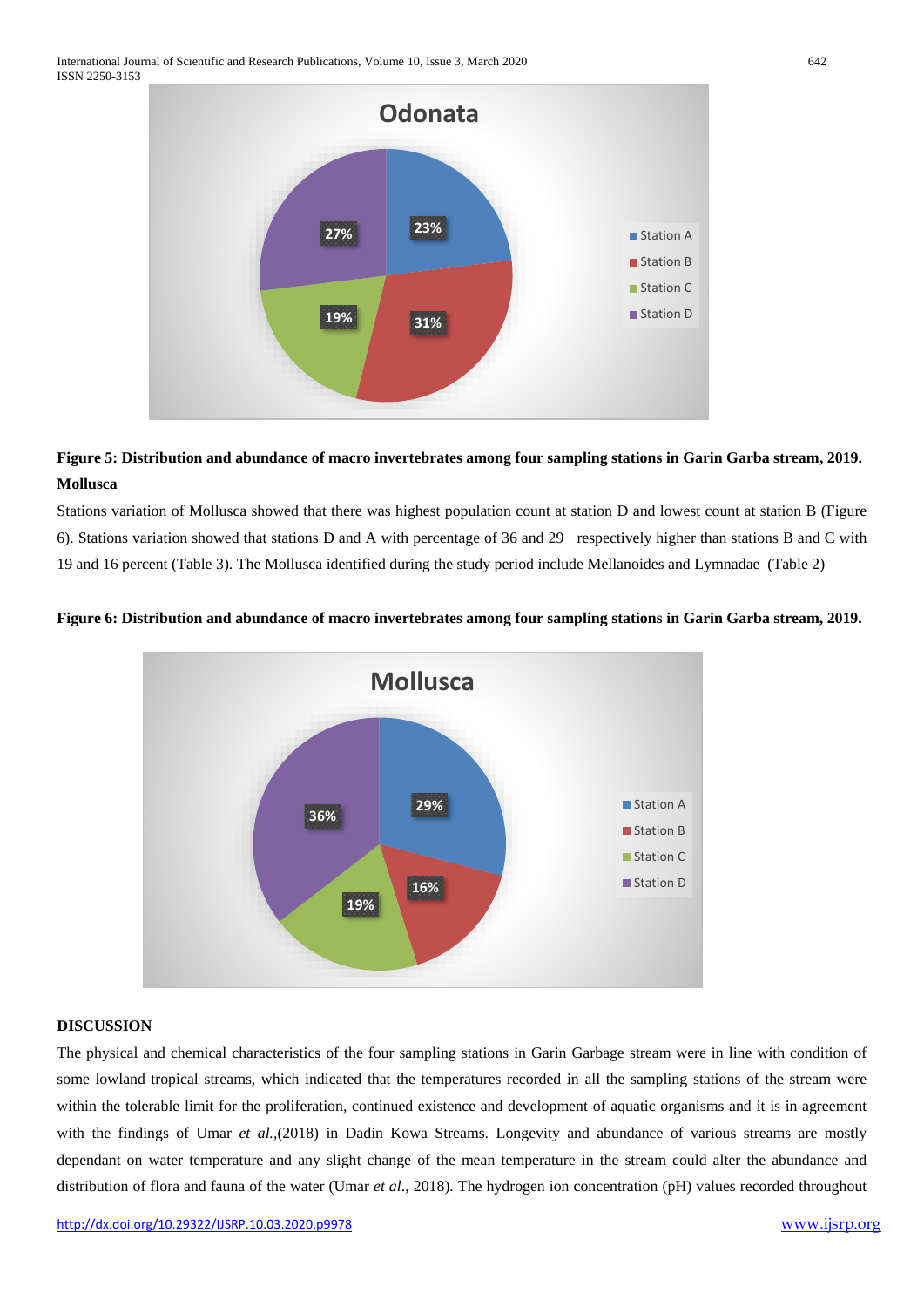**Figure 5: Distribution and abundance of macro invertebrates among four sampling stations in Garin Garba stream, 2019.**

**Mollusca**

Stations variation of Mollusca showed that there was highest population count at station D and lowest count at station B (Figure 6). Stations variation showed that stations D and A with percentage of 36 and 29 respectively higher than stations B and C with 19 and 16 percent (Table 3). The Mollusca identified during the study period include Mellanoides and Lymnadae (Table 2)

**Figure 6: Distribution and abundance of macro invertebrates among four sampling stations in Garin Garba stream, 2019.**

**DISCUSSION**

The physical and chemical characteristics of the four sampling stations in Garin Garbage stream were in line with condition of some lowland tropical streams, which indicated that the temperatures recorded in all the sampling stations of the stream were within the tolerable limit for the proliferation, continued existence and development of aquatic organisms and it is in agreement with the findings of Umar *et al.*,(2018) in Dadin Kowa Streams. Longevity and abundance of various streams are mostly dependant on water temperature and any slight change of the mean temperature in the stream could alter the abundance and distribution of flora and fauna of the water (Umar *et al*., 2018). The hydrogen ion concentration (pH) values recorded throughout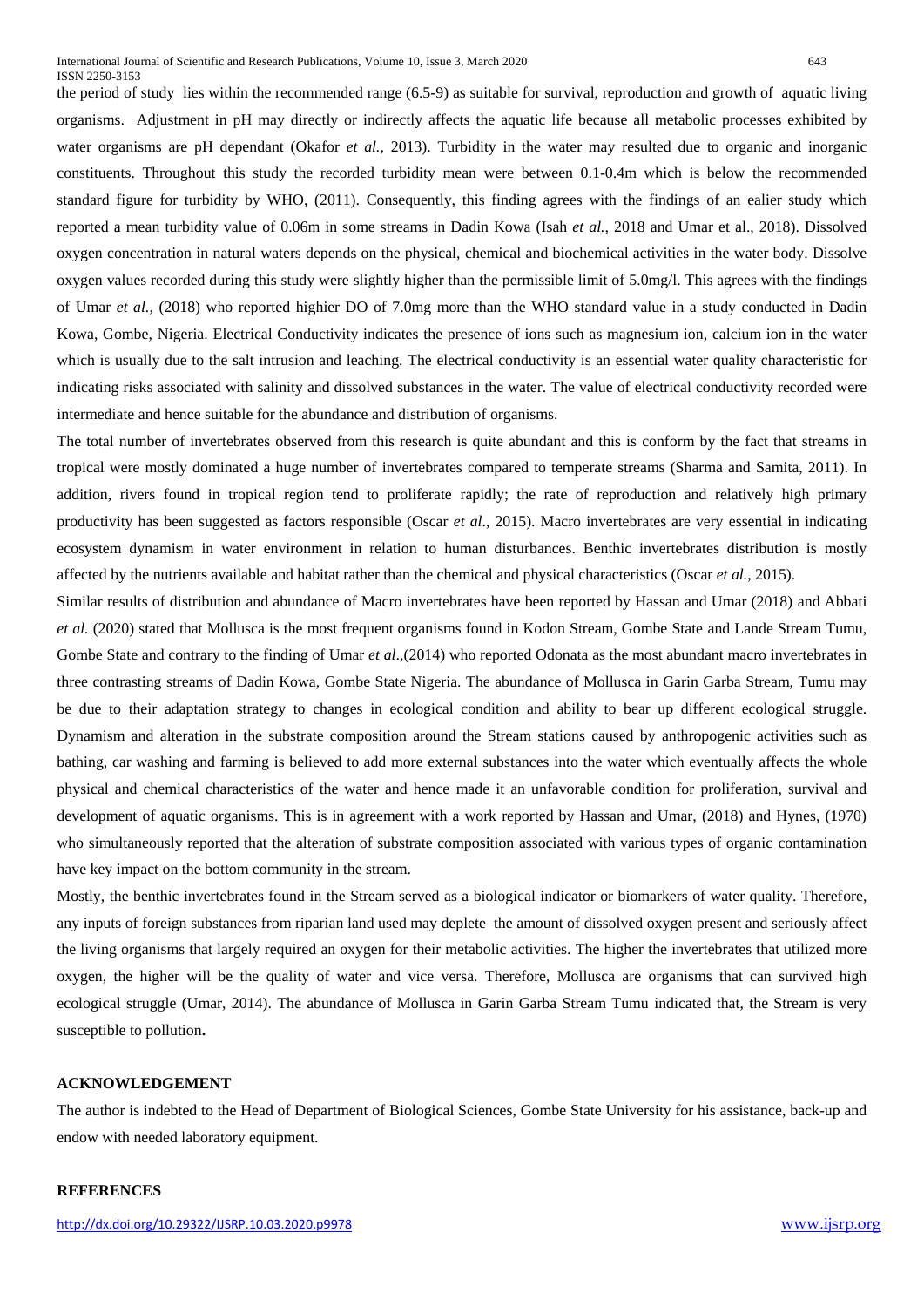the period of study lies within the recommended range (6.5-9) as suitable for survival, reproduction and growth of aquatic living organisms. Adjustment in pH may directly or indirectly affects the aquatic life because all metabolic processes exhibited by water organisms are pH dependant (Okafor *et al.,* 2013). Turbidity in the water may resulted due to organic and inorganic constituents. Throughout this study the recorded turbidity mean were between 0.1-0.4m which is below the recommended standard figure for turbidity by WHO, (2011). Consequently, this finding agrees with the findings of an ealier study which reported a mean turbidity value of 0.06m in some streams in Dadin Kowa (Isah *et al.,* 2018 and Umar et al., 2018). Dissolved oxygen concentration in natural waters depends on the physical, chemical and biochemical activities in the water body. Dissolve oxygen values recorded during this study were slightly higher than the permissible limit of 5.0mg/l. This agrees with the findings of Umar *et al.,* (2018) who reported highier DO of 7.0mg more than the WHO standard value in a study conducted in Dadin Kowa, Gombe, Nigeria. Electrical Conductivity indicates the presence of ions such as magnesium ion, calcium ion in the water which is usually due to the salt intrusion and leaching. The electrical conductivity is an essential water quality characteristic for indicating risks associated with salinity and dissolved substances in the water. The value of electrical conductivity recorded were intermediate and hence suitable for the abundance and distribution of organisms.

The total number of invertebrates observed from this research is quite abundant and this is conform by the fact that streams in tropical were mostly dominated a huge number of invertebrates compared to temperate streams (Sharma and Samita, 2011). In addition, rivers found in tropical region tend to proliferate rapidly; the rate of reproduction and relatively high primary productivity has been suggested as factors responsible (Oscar *et al*., 2015). Macro invertebrates are very essential in indicating ecosystem dynamism in water environment in relation to human disturbances. Benthic invertebrates distribution is mostly affected by the nutrients available and habitat rather than the chemical and physical characteristics (Oscar *et al.,* 2015).

Similar results of distribution and abundance of Macro invertebrates have been reported by Hassan and Umar (2018) and Abbati *et al.* (2020) stated that Mollusca is the most frequent organisms found in Kodon Stream, Gombe State and Lande Stream Tumu, Gombe State and contrary to the finding of Umar *et al*.,(2014) who reported Odonata as the most abundant macro invertebrates in three contrasting streams of Dadin Kowa, Gombe State Nigeria. The abundance of Mollusca in Garin Garba Stream, Tumu may be due to their adaptation strategy to changes in ecological condition and ability to bear up different ecological struggle. Dynamism and alteration in the substrate composition around the Stream stations caused by anthropogenic activities such as bathing, car washing and farming is believed to add more external substances into the water which eventually affects the whole physical and chemical characteristics of the water and hence made it an unfavorable condition for proliferation, survival and development of aquatic organisms. This is in agreement with a work reported by Hassan and Umar, (2018) and Hynes, (1970) who simultaneously reported that the alteration of substrate composition associated with various types of organic contamination have key impact on the bottom community in the stream.

Mostly, the benthic invertebrates found in the Stream served as a biological indicator or biomarkers of water quality. Therefore, any inputs of foreign substances from riparian land used may deplete the amount of dissolved oxygen present and seriously affect the living organisms that largely required an oxygen for their metabolic activities. The higher the invertebrates that utilized more oxygen, the higher will be the quality of water and vice versa. Therefore, Mollusca are organisms that can survived high ecological struggle (Umar, 2014). The abundance of Mollusca in Garin Garba Stream Tumu indicated that, the Stream is very susceptible to pollution**.**

## ACKNOWLEDGEMENT

The author is indebted to the Head of Department of Biological Sciences, Gombe State University for his assistance, back-up and endow with needed laboratory equipment.

## REFERENCES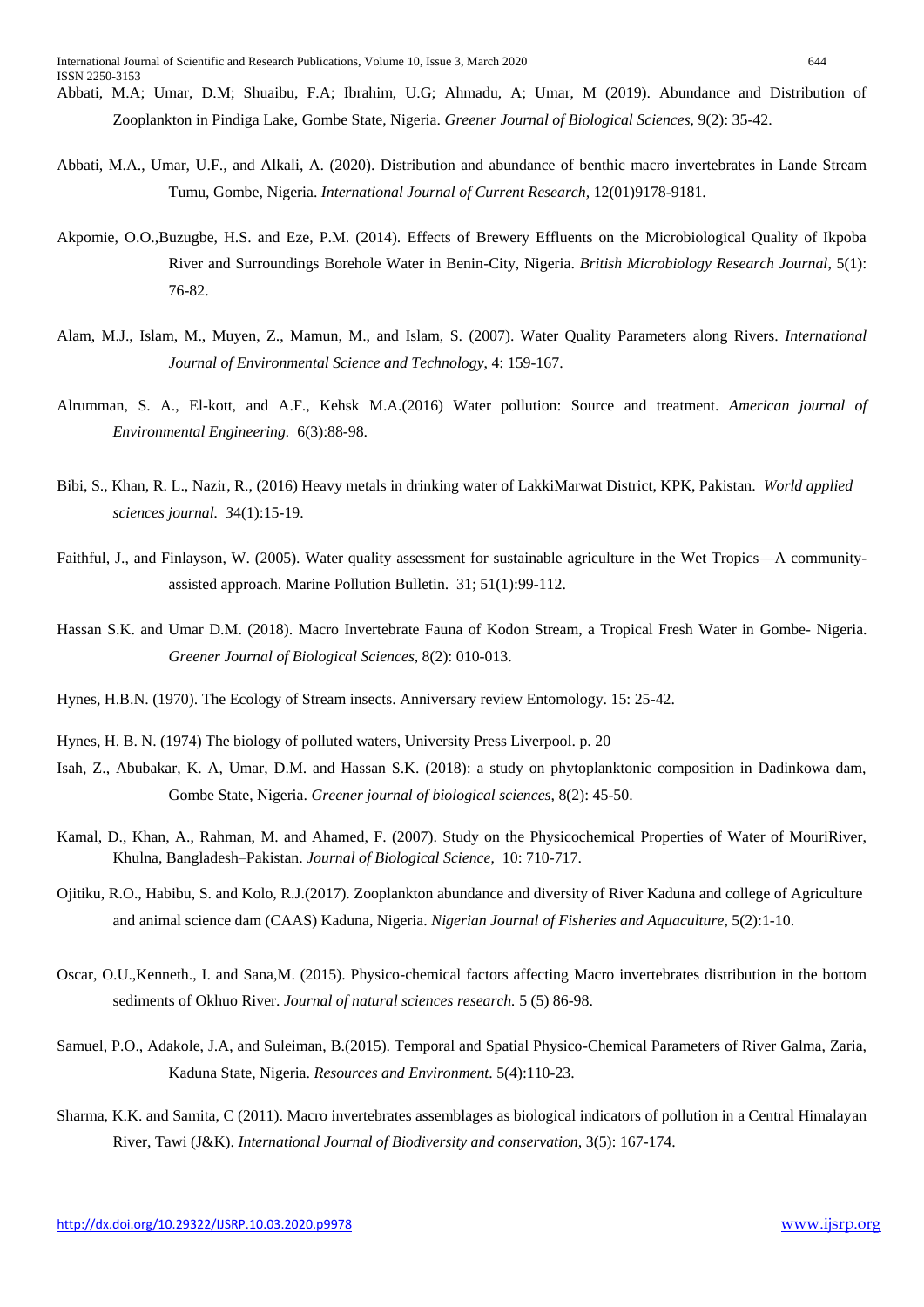Abbati, M.A; Umar, D.M; Shuaibu, F.A; Ibrahim, U.G; Ahmadu, A; Umar, M (2019). Abundance and Distribution of Zooplankton in Pindiga Lake, Gombe State, Nigeria. *Greener Journal of Biological Sciences,* 9(2): 35-42.

Abbati, M.A., Umar, U.F., and Alkali, A. (2020). Distribution and abundance of benthic macro invertebrates in Lande Stream Tumu, Gombe, Nigeria. *International Journal of Current Research,* 12(01)9178-9181.

Akpomie, O.O.,Buzugbe, H.S. and Eze, P.M. (2014). Effects of Brewery Effluents on the Microbiological Quality of Ikpoba River and Surroundings Borehole Water in Benin-City, Nigeria. *British Microbiology Research Journal*, 5(1): 76-82.

Alam, M.J., Islam, M., Muyen, Z., Mamun, M., and Islam, S. (2007). Water Quality Parameters along Rivers. *International Journal of Environmental Science and Technology*, 4: 159-167.

Alrumman, S. A., El-kott, and A.F., Kehsk M.A.(2016) Water pollution: Source and treatment. *American journal of Environmental Engineering.* 6(3):88-98.

Bibi, S., Khan, R. L., Nazir, R., (2016) Heavy metals in drinking water of LakkiMarwat District, KPK, Pakistan. *World applied sciences journal. 3*4(1):15-19.

Faithful, J., and Finlayson, W. (2005). Water quality assessment for sustainable agriculture in the Wet Tropics—A community-assisted approach. Marine Pollution Bulletin. 31; 51(1):99-112.

Hassan S.K. and Umar D.M. (2018). Macro Invertebrate Fauna of Kodon Stream, a Tropical Fresh Water in Gombe- Nigeria. *Greener Journal of Biological Sciences,* 8(2): 010-013.

Hynes, H.B.N. (1970). The Ecology of Stream insects. Anniversary review Entomology. 15: 25-42.

Hynes, H. B. N. (1974) The biology of polluted waters, University Press Liverpool. p. 20

Isah, Z., Abubakar, K. A, Umar, D.M. and Hassan S.K. (2018): a study on phytoplanktonic composition in Dadinkowa dam, Gombe State, Nigeria. *Greener journal of biological sciences,* 8(2): 45-50.

Kamal, D., Khan, A., Rahman, M. and Ahamed, F. (2007). Study on the Physicochemical Properties of Water of MouriRiver, Khulna, Bangladesh–Pakistan. *Journal of Biological Science*, 10: 710-717.

Ojitiku, R.O., Habibu, S. and Kolo, R.J.(2017). Zooplankton abundance and diversity of River Kaduna and college of Agriculture and animal science dam (CAAS) Kaduna, Nigeria. *Nigerian Journal of Fisheries and Aquaculture,* 5(2):1-10.

Oscar, O.U.,Kenneth., I. and Sana,M. (2015). Physico-chemical factors affecting Macro invertebrates distribution in the bottom sediments of Okhuo River. *Journal of natural sciences research.* 5 (5) 86-98.

Samuel, P.O., Adakole, J.A, and Suleiman, B.(2015). Temporal and Spatial Physico-Chemical Parameters of River Galma, Zaria, Kaduna State, Nigeria. *Resources and Environment*. 5(4):110-23.

Sharma, K.K. and Samita, C (2011). Macro invertebrates assemblages as biological indicators of pollution in a Central Himalayan River, Tawi (J&K). *International Journal of Biodiversity and conservation,* 3(5): 167-174.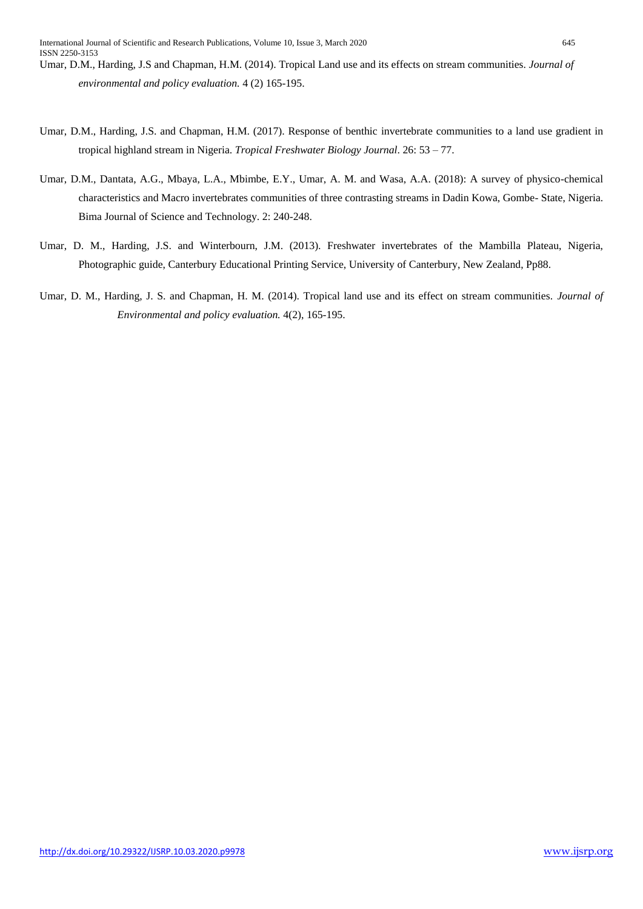Umar, D.M., Harding, J.S and Chapman, H.M. (2014). Tropical Land use and its effects on stream communities. *Journal of environmental and policy evaluation.* 4 (2) 165-195.

Umar, D.M., Harding, J.S. and Chapman, H.M. (2017). Response of benthic invertebrate communities to a land use gradient in tropical highland stream in Nigeria. *Tropical Freshwater Biology Journal*. 26: 53 – 77.

Umar, D.M., Dantata, A.G., Mbaya, L.A., Mbimbe, E.Y., Umar, A. M. and Wasa, A.A. (2018): A survey of physico-chemical characteristics and Macro invertebrates communities of three contrasting streams in Dadin Kowa, Gombe- State, Nigeria. Bima Journal of Science and Technology. 2: 240-248.

Umar, D. M., Harding, J.S. and Winterbourn, J.M. (2013). Freshwater invertebrates of the Mambilla Plateau, Nigeria, Photographic guide, Canterbury Educational Printing Service, University of Canterbury, New Zealand, Pp88.

Umar, D. M., Harding, J. S. and Chapman, H. M. (2014). Tropical land use and its effect on stream communities. *Journal of Environmental and policy evaluation.* 4(2), 165-195.